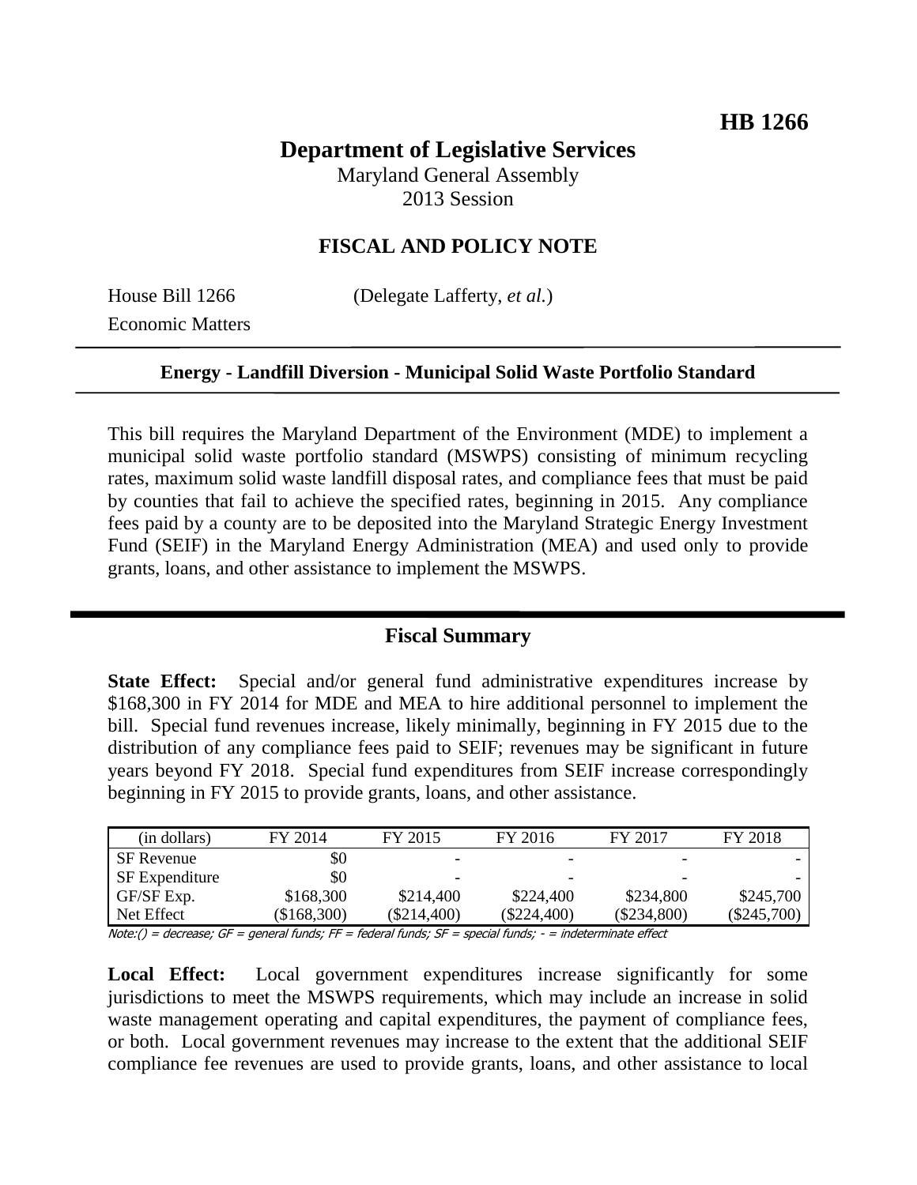**HB 1266**

# Department of Legislative Services

Maryland General Assembly
2013 Session

## FISCAL AND POLICY NOTE

House Bill 1266 (Delegate Lafferty, *et al.*)
Economic Matters

---

**Energy - Landfill Diversion - Municipal Solid Waste Portfolio Standard**

---

This bill requires the Maryland Department of the Environment (MDE) to implement a municipal solid waste portfolio standard (MSWPS) consisting of minimum recycling rates, maximum solid waste landfill disposal rates, and compliance fees that must be paid by counties that fail to achieve the specified rates, beginning in 2015. Any compliance fees paid by a county are to be deposited into the Maryland Strategic Energy Investment Fund (SEIF) in the Maryland Energy Administration (MEA) and used only to provide grants, loans, and other assistance to implement the MSWPS.

---

## Fiscal Summary

**State Effect:** Special and/or general fund administrative expenditures increase by $168,300 in FY 2014 for MDE and MEA to hire additional personnel to implement the bill. Special fund revenues increase, likely minimally, beginning in FY 2015 due to the distribution of any compliance fees paid to SEIF; revenues may be significant in future years beyond FY 2018. Special fund expenditures from SEIF increase correspondingly beginning in FY 2015 to provide grants, loans, and other assistance.

| (in dollars) | FY 2014 | FY 2015 | FY 2016 | FY 2017 | FY 2018 |
|---|---|---|---|---|---|
| SF Revenue | $0 | - | - | - | - |
| SF Expenditure | $0 | - | - | - | - |
| GF/SF Exp. | $168,300 | $214,400 | $224,400 | $234,800 | $245,700 |
| Net Effect | ($168,300) | ($214,400) | ($224,400) | ($234,800) | ($245,700) |

Note:() = decrease; GF = general funds; FF = federal funds; SF = special funds; - = indeterminate effect

**Local Effect:** Local government expenditures increase significantly for some jurisdictions to meet the MSWPS requirements, which may include an increase in solid waste management operating and capital expenditures, the payment of compliance fees, or both. Local government revenues may increase to the extent that the additional SEIF compliance fee revenues are used to provide grants, loans, and other assistance to local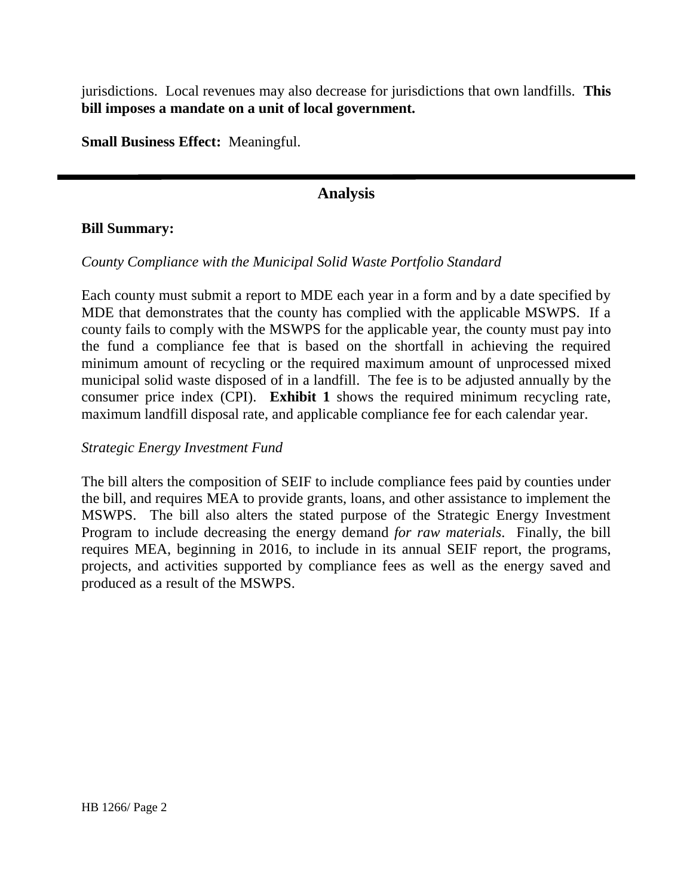jurisdictions. Local revenues may also decrease for jurisdictions that own landfills. **This bill imposes a mandate on a unit of local government.**

**Small Business Effect:** Meaningful.

---

## Analysis

**Bill Summary:**

*County Compliance with the Municipal Solid Waste Portfolio Standard*

Each county must submit a report to MDE each year in a form and by a date specified by MDE that demonstrates that the county has complied with the applicable MSWPS. If a county fails to comply with the MSWPS for the applicable year, the county must pay into the fund a compliance fee that is based on the shortfall in achieving the required minimum amount of recycling or the required maximum amount of unprocessed mixed municipal solid waste disposed of in a landfill. The fee is to be adjusted annually by the consumer price index (CPI). **Exhibit 1** shows the required minimum recycling rate, maximum landfill disposal rate, and applicable compliance fee for each calendar year.

*Strategic Energy Investment Fund*

The bill alters the composition of SEIF to include compliance fees paid by counties under the bill, and requires MEA to provide grants, loans, and other assistance to implement the MSWPS. The bill also alters the stated purpose of the Strategic Energy Investment Program to include decreasing the energy demand *for raw materials*. Finally, the bill requires MEA, beginning in 2016, to include in its annual SEIF report, the programs, projects, and activities supported by compliance fees as well as the energy saved and produced as a result of the MSWPS.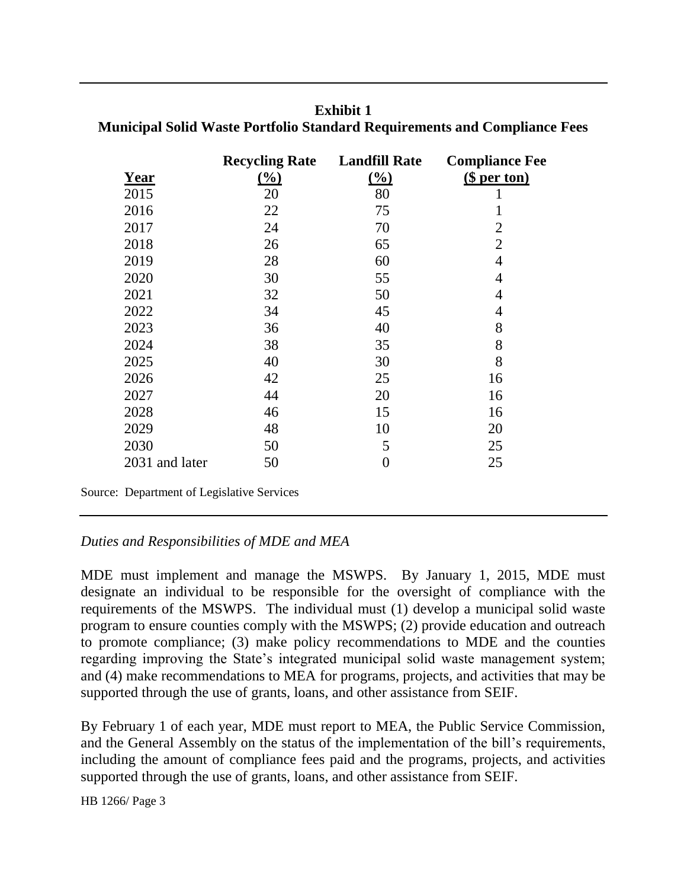**Exhibit 1**
**Municipal Solid Waste Portfolio Standard Requirements and Compliance Fees**

| Year | Recycling Rate (%) | Landfill Rate (%) | Compliance Fee ($ per ton) |
|---|---|---|---|
| 2015 | 20 | 80 | 1 |
| 2016 | 22 | 75 | 1 |
| 2017 | 24 | 70 | 2 |
| 2018 | 26 | 65 | 2 |
| 2019 | 28 | 60 | 4 |
| 2020 | 30 | 55 | 4 |
| 2021 | 32 | 50 | 4 |
| 2022 | 34 | 45 | 4 |
| 2023 | 36 | 40 | 8 |
| 2024 | 38 | 35 | 8 |
| 2025 | 40 | 30 | 8 |
| 2026 | 42 | 25 | 16 |
| 2027 | 44 | 20 | 16 |
| 2028 | 46 | 15 | 16 |
| 2029 | 48 | 10 | 20 |
| 2030 | 50 | 5 | 25 |
| 2031 and later | 50 | 0 | 25 |

Source: Department of Legislative Services

*Duties and Responsibilities of MDE and MEA*

MDE must implement and manage the MSWPS. By January 1, 2015, MDE must designate an individual to be responsible for the oversight of compliance with the requirements of the MSWPS. The individual must (1) develop a municipal solid waste program to ensure counties comply with the MSWPS; (2) provide education and outreach to promote compliance; (3) make policy recommendations to MDE and the counties regarding improving the State's integrated municipal solid waste management system; and (4) make recommendations to MEA for programs, projects, and activities that may be supported through the use of grants, loans, and other assistance from SEIF.

By February 1 of each year, MDE must report to MEA, the Public Service Commission, and the General Assembly on the status of the implementation of the bill's requirements, including the amount of compliance fees paid and the programs, projects, and activities supported through the use of grants, loans, and other assistance from SEIF.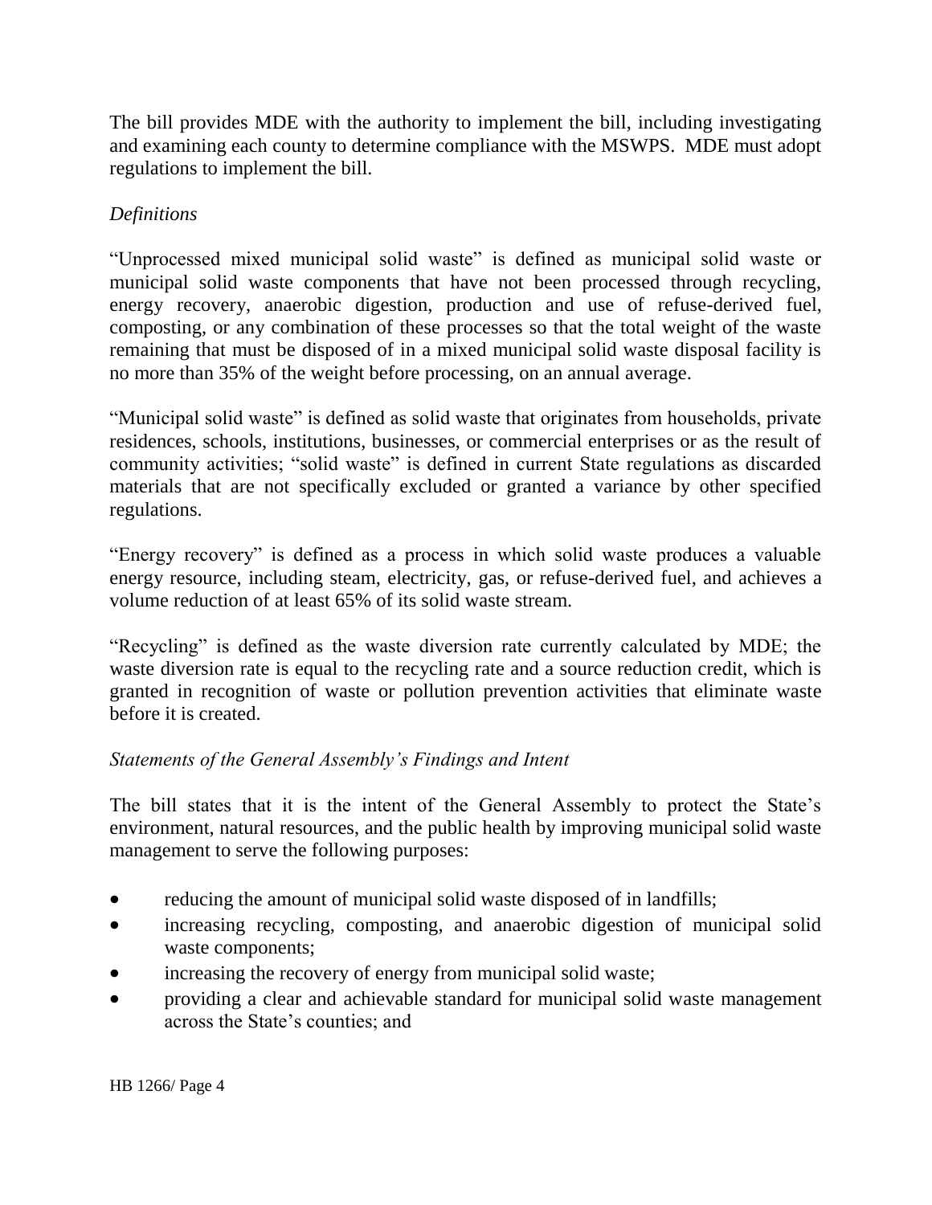The bill provides MDE with the authority to implement the bill, including investigating and examining each county to determine compliance with the MSWPS. MDE must adopt regulations to implement the bill.

*Definitions*

"Unprocessed mixed municipal solid waste" is defined as municipal solid waste or municipal solid waste components that have not been processed through recycling, energy recovery, anaerobic digestion, production and use of refuse-derived fuel, composting, or any combination of these processes so that the total weight of the waste remaining that must be disposed of in a mixed municipal solid waste disposal facility is no more than 35% of the weight before processing, on an annual average.

"Municipal solid waste" is defined as solid waste that originates from households, private residences, schools, institutions, businesses, or commercial enterprises or as the result of community activities; "solid waste" is defined in current State regulations as discarded materials that are not specifically excluded or granted a variance by other specified regulations.

"Energy recovery" is defined as a process in which solid waste produces a valuable energy resource, including steam, electricity, gas, or refuse-derived fuel, and achieves a volume reduction of at least 65% of its solid waste stream.

"Recycling" is defined as the waste diversion rate currently calculated by MDE; the waste diversion rate is equal to the recycling rate and a source reduction credit, which is granted in recognition of waste or pollution prevention activities that eliminate waste before it is created.

*Statements of the General Assembly's Findings and Intent*

The bill states that it is the intent of the General Assembly to protect the State's environment, natural resources, and the public health by improving municipal solid waste management to serve the following purposes:

- reducing the amount of municipal solid waste disposed of in landfills;
- increasing recycling, composting, and anaerobic digestion of municipal solid waste components;
- increasing the recovery of energy from municipal solid waste;
- providing a clear and achievable standard for municipal solid waste management across the State's counties; and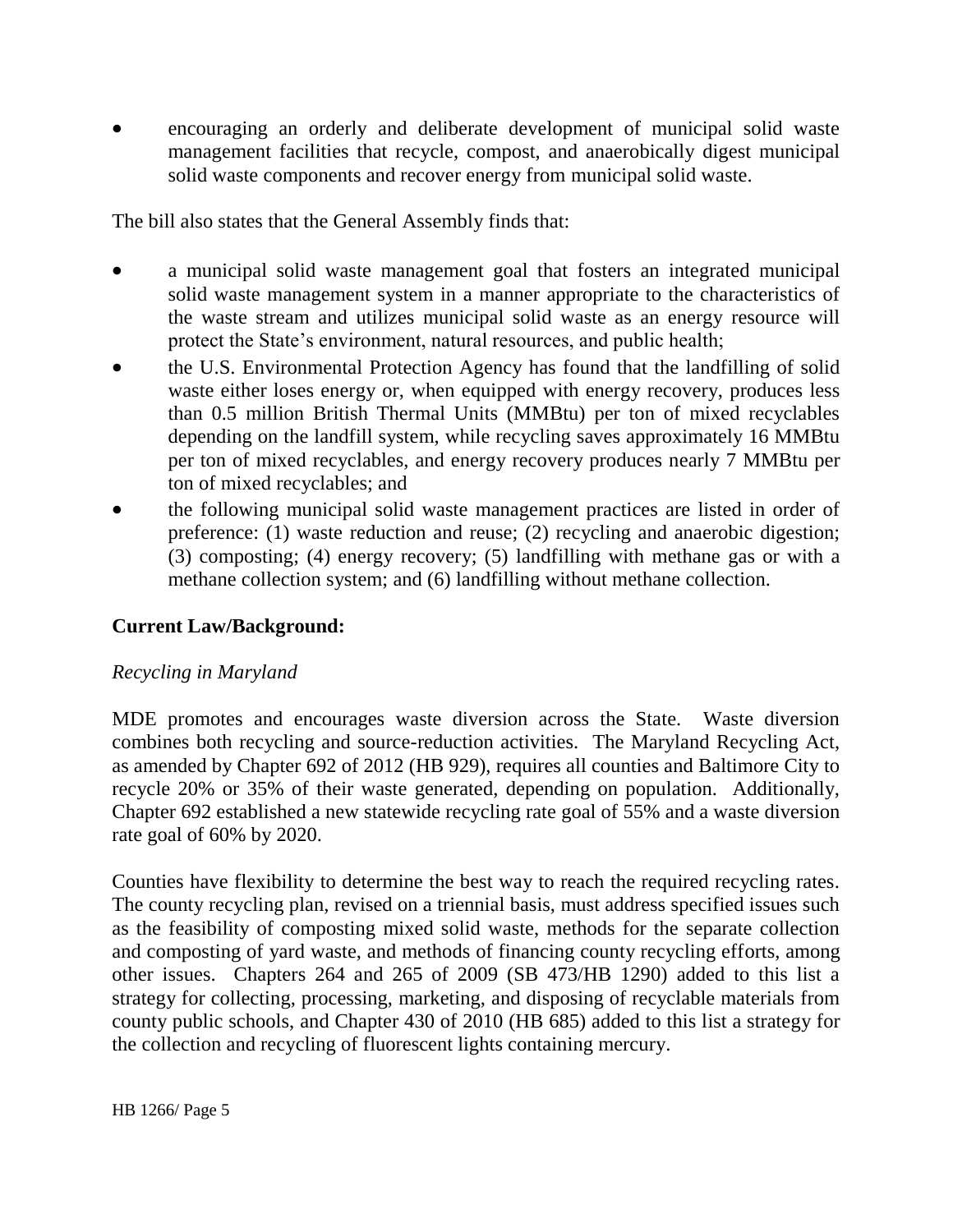- encouraging an orderly and deliberate development of municipal solid waste management facilities that recycle, compost, and anaerobically digest municipal solid waste components and recover energy from municipal solid waste.

The bill also states that the General Assembly finds that:

- a municipal solid waste management goal that fosters an integrated municipal solid waste management system in a manner appropriate to the characteristics of the waste stream and utilizes municipal solid waste as an energy resource will protect the State's environment, natural resources, and public health;
- the U.S. Environmental Protection Agency has found that the landfilling of solid waste either loses energy or, when equipped with energy recovery, produces less than 0.5 million British Thermal Units (MMBtu) per ton of mixed recyclables depending on the landfill system, while recycling saves approximately 16 MMBtu per ton of mixed recyclables, and energy recovery produces nearly 7 MMBtu per ton of mixed recyclables; and
- the following municipal solid waste management practices are listed in order of preference: (1) waste reduction and reuse; (2) recycling and anaerobic digestion; (3) composting; (4) energy recovery; (5) landfilling with methane gas or with a methane collection system; and (6) landfilling without methane collection.

**Current Law/Background:**

*Recycling in Maryland*

MDE promotes and encourages waste diversion across the State. Waste diversion combines both recycling and source-reduction activities. The Maryland Recycling Act, as amended by Chapter 692 of 2012 (HB 929), requires all counties and Baltimore City to recycle 20% or 35% of their waste generated, depending on population. Additionally, Chapter 692 established a new statewide recycling rate goal of 55% and a waste diversion rate goal of 60% by 2020.

Counties have flexibility to determine the best way to reach the required recycling rates. The county recycling plan, revised on a triennial basis, must address specified issues such as the feasibility of composting mixed solid waste, methods for the separate collection and composting of yard waste, and methods of financing county recycling efforts, among other issues. Chapters 264 and 265 of 2009 (SB 473/HB 1290) added to this list a strategy for collecting, processing, marketing, and disposing of recyclable materials from county public schools, and Chapter 430 of 2010 (HB 685) added to this list a strategy for the collection and recycling of fluorescent lights containing mercury.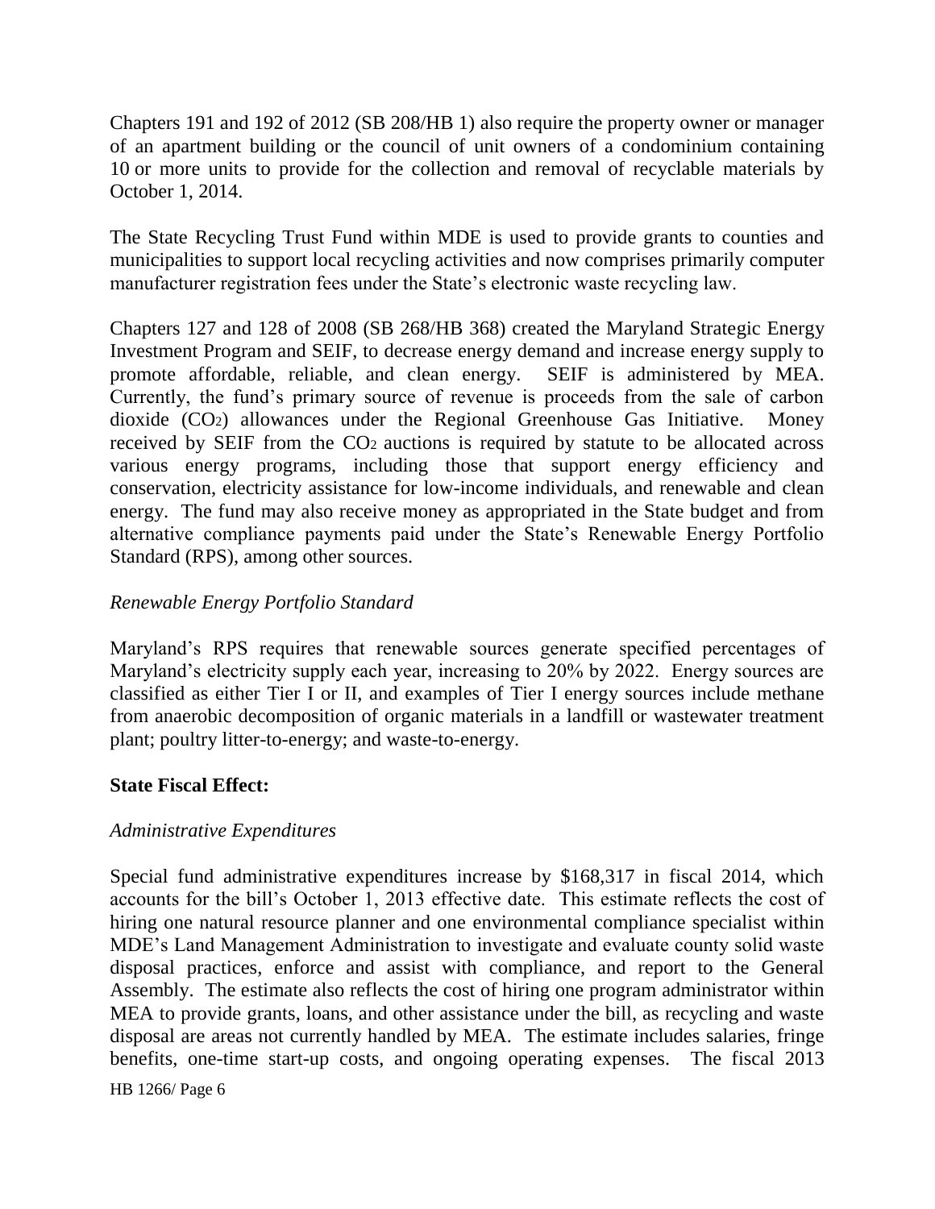Chapters 191 and 192 of 2012 (SB 208/HB 1) also require the property owner or manager of an apartment building or the council of unit owners of a condominium containing 10 or more units to provide for the collection and removal of recyclable materials by October 1, 2014.

The State Recycling Trust Fund within MDE is used to provide grants to counties and municipalities to support local recycling activities and now comprises primarily computer manufacturer registration fees under the State's electronic waste recycling law.

Chapters 127 and 128 of 2008 (SB 268/HB 368) created the Maryland Strategic Energy Investment Program and SEIF, to decrease energy demand and increase energy supply to promote affordable, reliable, and clean energy. SEIF is administered by MEA. Currently, the fund's primary source of revenue is proceeds from the sale of carbon dioxide ($CO_2$) allowances under the Regional Greenhouse Gas Initiative. Money received by SEIF from the $CO_2$ auctions is required by statute to be allocated across various energy programs, including those that support energy efficiency and conservation, electricity assistance for low-income individuals, and renewable and clean energy. The fund may also receive money as appropriated in the State budget and from alternative compliance payments paid under the State's Renewable Energy Portfolio Standard (RPS), among other sources.

*Renewable Energy Portfolio Standard*

Maryland's RPS requires that renewable sources generate specified percentages of Maryland's electricity supply each year, increasing to 20% by 2022. Energy sources are classified as either Tier I or II, and examples of Tier I energy sources include methane from anaerobic decomposition of organic materials in a landfill or wastewater treatment plant; poultry litter-to-energy; and waste-to-energy.

**State Fiscal Effect:**

*Administrative Expenditures*

Special fund administrative expenditures increase by $168,317 in fiscal 2014, which accounts for the bill's October 1, 2013 effective date. This estimate reflects the cost of hiring one natural resource planner and one environmental compliance specialist within MDE's Land Management Administration to investigate and evaluate county solid waste disposal practices, enforce and assist with compliance, and report to the General Assembly. The estimate also reflects the cost of hiring one program administrator within MEA to provide grants, loans, and other assistance under the bill, as recycling and waste disposal are areas not currently handled by MEA. The estimate includes salaries, fringe benefits, one-time start-up costs, and ongoing operating expenses. The fiscal 2013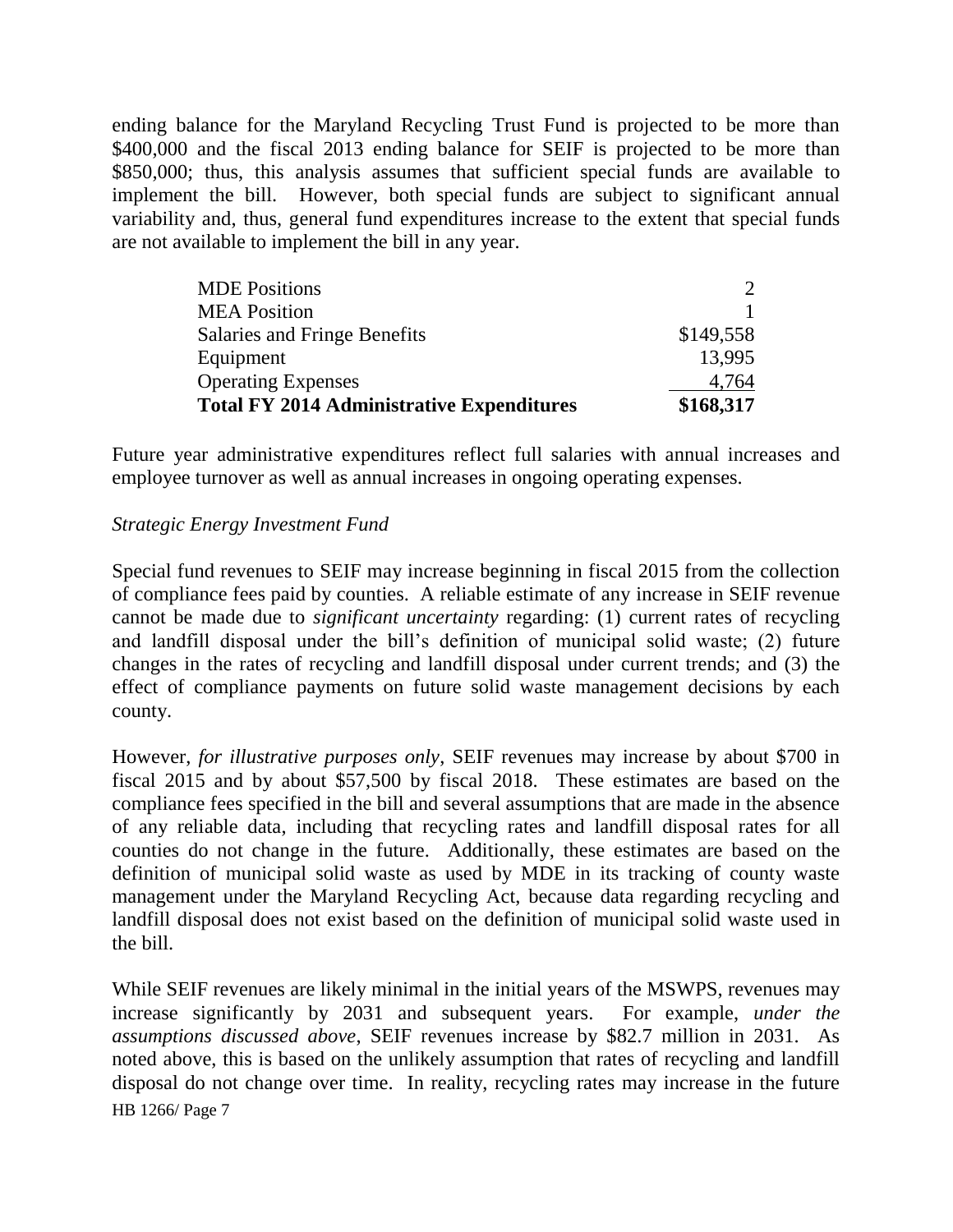ending balance for the Maryland Recycling Trust Fund is projected to be more than $400,000 and the fiscal 2013 ending balance for SEIF is projected to be more than $850,000; thus, this analysis assumes that sufficient special funds are available to implement the bill. However, both special funds are subject to significant annual variability and, thus, general fund expenditures increase to the extent that special funds are not available to implement the bill in any year.

| | |
|---|---:|
| MDE Positions | 2 |
| MEA Position | 1 |
| Salaries and Fringe Benefits | $149,558 |
| Equipment | 13,995 |
| Operating Expenses | 4,764 |
| **Total FY 2014 Administrative Expenditures** | **$168,317** |

Future year administrative expenditures reflect full salaries with annual increases and employee turnover as well as annual increases in ongoing operating expenses.

*Strategic Energy Investment Fund*

Special fund revenues to SEIF may increase beginning in fiscal 2015 from the collection of compliance fees paid by counties. A reliable estimate of any increase in SEIF revenue cannot be made due to *significant uncertainty* regarding: (1) current rates of recycling and landfill disposal under the bill's definition of municipal solid waste; (2) future changes in the rates of recycling and landfill disposal under current trends; and (3) the effect of compliance payments on future solid waste management decisions by each county.

However, *for illustrative purposes only*, SEIF revenues may increase by about $700 in fiscal 2015 and by about $57,500 by fiscal 2018. These estimates are based on the compliance fees specified in the bill and several assumptions that are made in the absence of any reliable data, including that recycling rates and landfill disposal rates for all counties do not change in the future. Additionally, these estimates are based on the definition of municipal solid waste as used by MDE in its tracking of county waste management under the Maryland Recycling Act, because data regarding recycling and landfill disposal does not exist based on the definition of municipal solid waste used in the bill.

While SEIF revenues are likely minimal in the initial years of the MSWPS, revenues may increase significantly by 2031 and subsequent years. For example, *under the assumptions discussed above*, SEIF revenues increase by $82.7 million in 2031. As noted above, this is based on the unlikely assumption that rates of recycling and landfill disposal do not change over time. In reality, recycling rates may increase in the future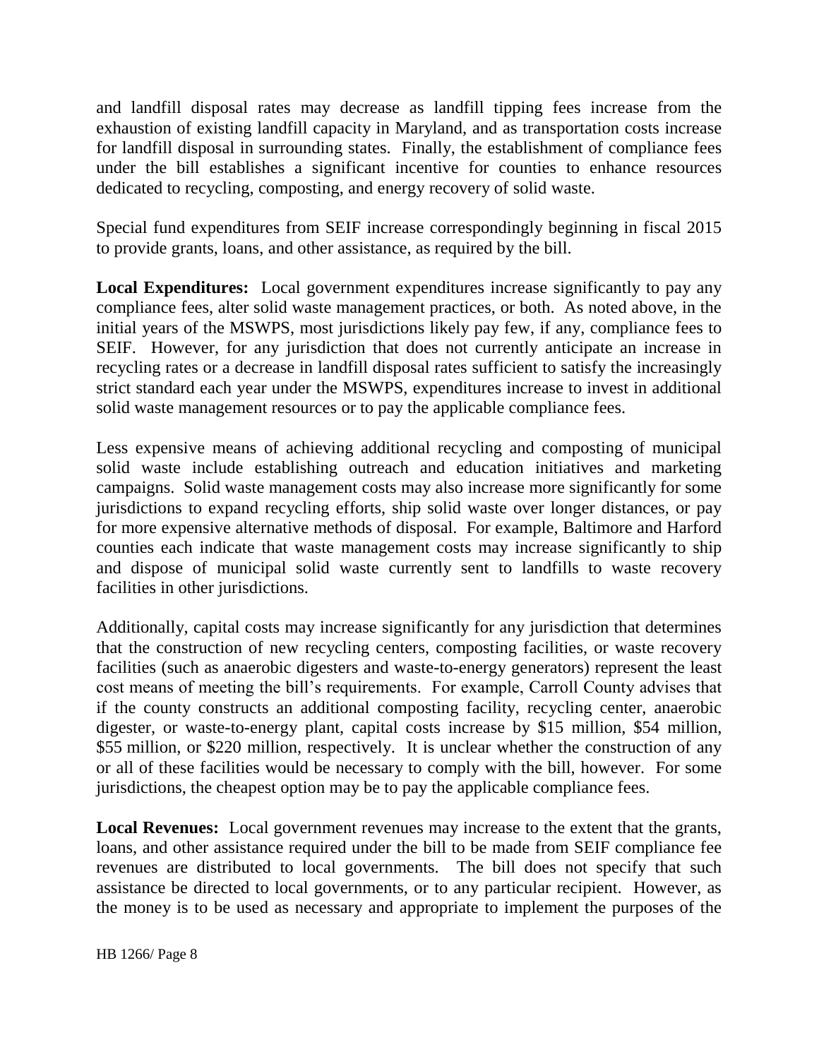and landfill disposal rates may decrease as landfill tipping fees increase from the exhaustion of existing landfill capacity in Maryland, and as transportation costs increase for landfill disposal in surrounding states. Finally, the establishment of compliance fees under the bill establishes a significant incentive for counties to enhance resources dedicated to recycling, composting, and energy recovery of solid waste.

Special fund expenditures from SEIF increase correspondingly beginning in fiscal 2015 to provide grants, loans, and other assistance, as required by the bill.

**Local Expenditures:** Local government expenditures increase significantly to pay any compliance fees, alter solid waste management practices, or both. As noted above, in the initial years of the MSWPS, most jurisdictions likely pay few, if any, compliance fees to SEIF. However, for any jurisdiction that does not currently anticipate an increase in recycling rates or a decrease in landfill disposal rates sufficient to satisfy the increasingly strict standard each year under the MSWPS, expenditures increase to invest in additional solid waste management resources or to pay the applicable compliance fees.

Less expensive means of achieving additional recycling and composting of municipal solid waste include establishing outreach and education initiatives and marketing campaigns. Solid waste management costs may also increase more significantly for some jurisdictions to expand recycling efforts, ship solid waste over longer distances, or pay for more expensive alternative methods of disposal. For example, Baltimore and Harford counties each indicate that waste management costs may increase significantly to ship and dispose of municipal solid waste currently sent to landfills to waste recovery facilities in other jurisdictions.

Additionally, capital costs may increase significantly for any jurisdiction that determines that the construction of new recycling centers, composting facilities, or waste recovery facilities (such as anaerobic digesters and waste-to-energy generators) represent the least cost means of meeting the bill's requirements. For example, Carroll County advises that if the county constructs an additional composting facility, recycling center, anaerobic digester, or waste-to-energy plant, capital costs increase by $15 million, $54 million, $55 million, or $220 million, respectively. It is unclear whether the construction of any or all of these facilities would be necessary to comply with the bill, however. For some jurisdictions, the cheapest option may be to pay the applicable compliance fees.

**Local Revenues:** Local government revenues may increase to the extent that the grants, loans, and other assistance required under the bill to be made from SEIF compliance fee revenues are distributed to local governments. The bill does not specify that such assistance be directed to local governments, or to any particular recipient. However, as the money is to be used as necessary and appropriate to implement the purposes of the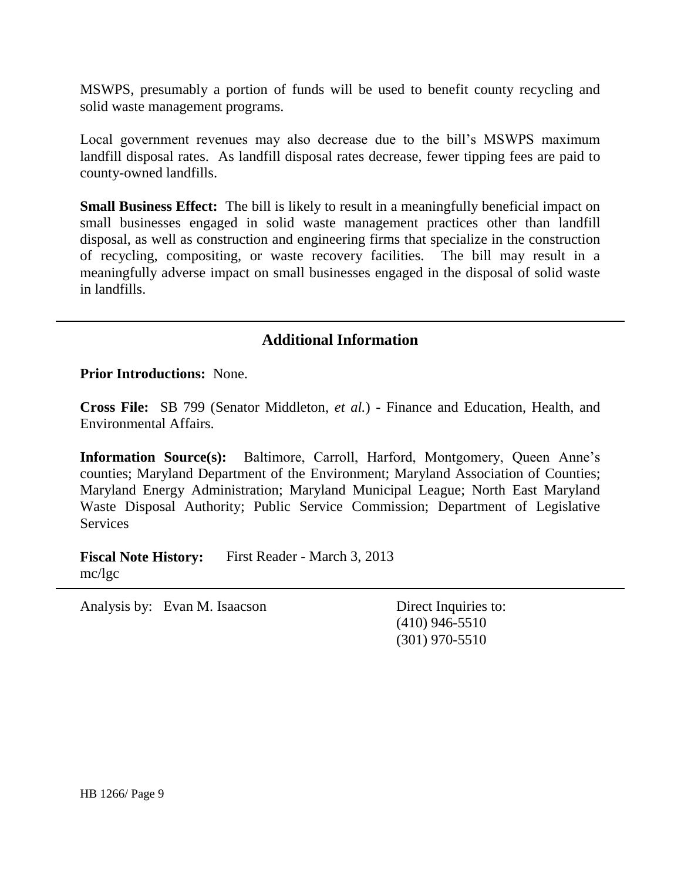MSWPS, presumably a portion of funds will be used to benefit county recycling and solid waste management programs.

Local government revenues may also decrease due to the bill's MSWPS maximum landfill disposal rates. As landfill disposal rates decrease, fewer tipping fees are paid to county-owned landfills.

**Small Business Effect:** The bill is likely to result in a meaningfully beneficial impact on small businesses engaged in solid waste management practices other than landfill disposal, as well as construction and engineering firms that specialize in the construction of recycling, compositing, or waste recovery facilities. The bill may result in a meaningfully adverse impact on small businesses engaged in the disposal of solid waste in landfills.

---

## Additional Information

**Prior Introductions:** None.

**Cross File:** SB 799 (Senator Middleton, *et al.*) - Finance and Education, Health, and Environmental Affairs.

**Information Source(s):** Baltimore, Carroll, Harford, Montgomery, Queen Anne's counties; Maryland Department of the Environment; Maryland Association of Counties; Maryland Energy Administration; Maryland Municipal League; North East Maryland Waste Disposal Authority; Public Service Commission; Department of Legislative Services

**Fiscal Note History:** First Reader - March 3, 2013
mc/lgc

---

Analysis by: Evan M. Isaacson

Direct Inquiries to:
(410) 946-5510
(301) 970-5510